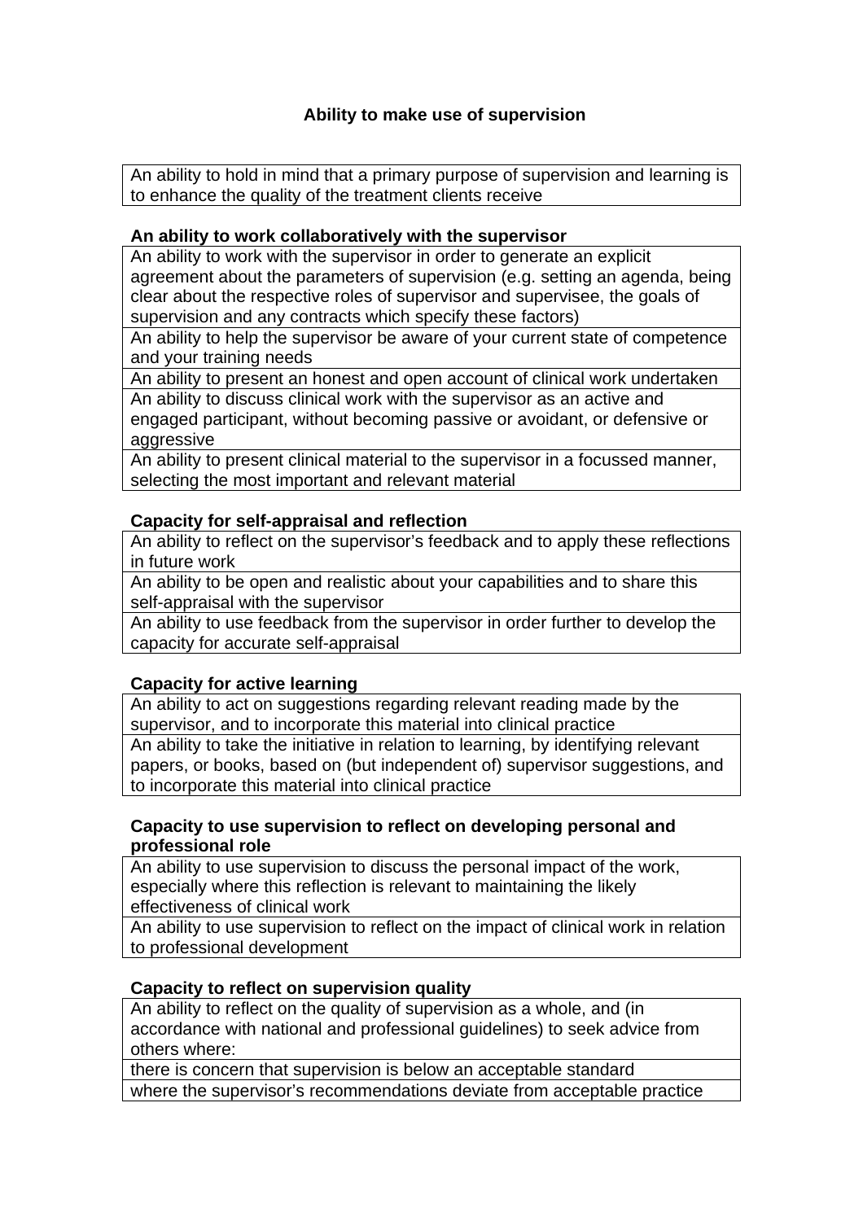# Ability to make use of supervision

| An ability to hold in mind that a primary purpose of supervision and learning is to enhance the quality of the treatment clients receive |
|---|

**An ability to work collaboratively with the supervisor**

| An ability to work with the supervisor in order to generate an explicit agreement about the parameters of supervision (e.g. setting an agenda, being clear about the respective roles of supervisor and supervisee, the goals of supervision and any contracts which specify these factors) |
|---|
| An ability to help the supervisor be aware of your current state of competence and your training needs |
| An ability to present an honest and open account of clinical work undertaken |
| An ability to discuss clinical work with the supervisor as an active and engaged participant, without becoming passive or avoidant, or defensive or aggressive |
| An ability to present clinical material to the supervisor in a focussed manner, selecting the most important and relevant material |

**Capacity for self-appraisal and reflection**

| An ability to reflect on the supervisor's feedback and to apply these reflections in future work |
|---|
| An ability to be open and realistic about your capabilities and to share this self-appraisal with the supervisor |
| An ability to use feedback from the supervisor in order further to develop the capacity for accurate self-appraisal |

**Capacity for active learning**

| An ability to act on suggestions regarding relevant reading made by the supervisor, and to incorporate this material into clinical practice |
|---|
| An ability to take the initiative in relation to learning, by identifying relevant papers, or books, based on (but independent of) supervisor suggestions, and to incorporate this material into clinical practice |

**Capacity to use supervision to reflect on developing personal and professional role**

| An ability to use supervision to discuss the personal impact of the work, especially where this reflection is relevant to maintaining the likely effectiveness of clinical work |
|---|
| An ability to use supervision to reflect on the impact of clinical work in relation to professional development |

**Capacity to reflect on supervision quality**

| An ability to reflect on the quality of supervision as a whole, and (in accordance with national and professional guidelines) to seek advice from others where: |
|---|
| there is concern that supervision is below an acceptable standard |
| where the supervisor's recommendations deviate from acceptable practice |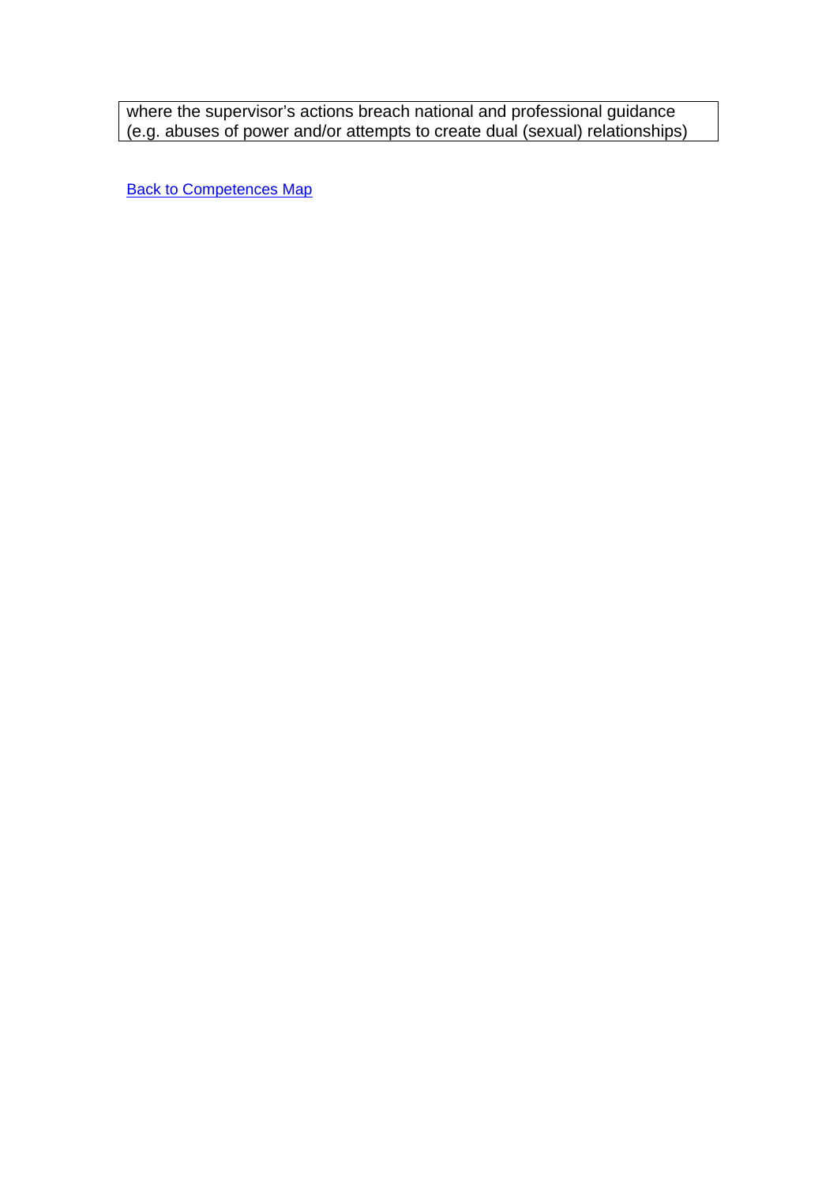| |
|---|
| where the supervisor's actions breach national and professional guidance (e.g. abuses of power and/or attempts to create dual (sexual) relationships) |

Back to Competences Map